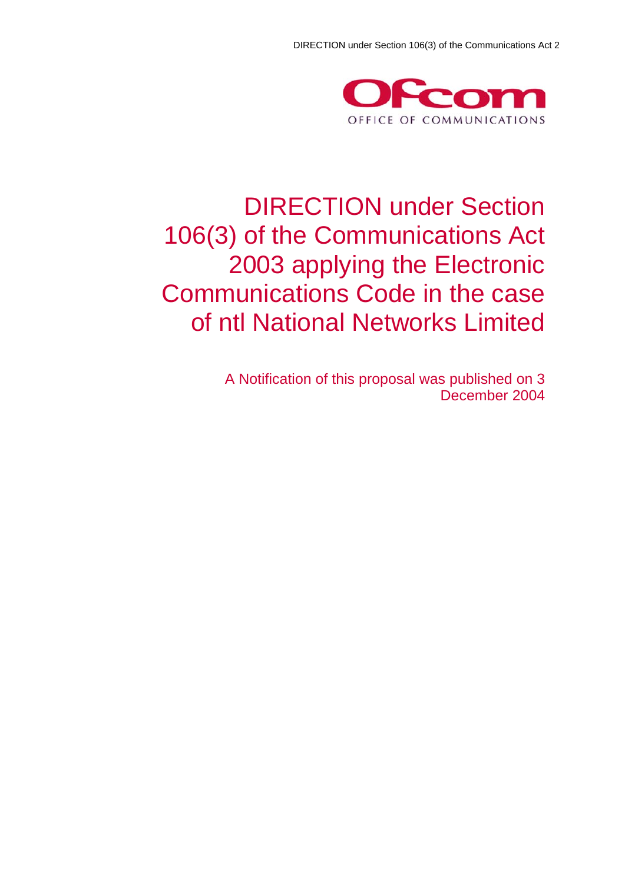# DIRECTION under Section 106(3) of the Communications Act 2003 applying the Electronic Communications Code in the case of ntl National Networks Limited

A Notification of this proposal was published on 3 December 2004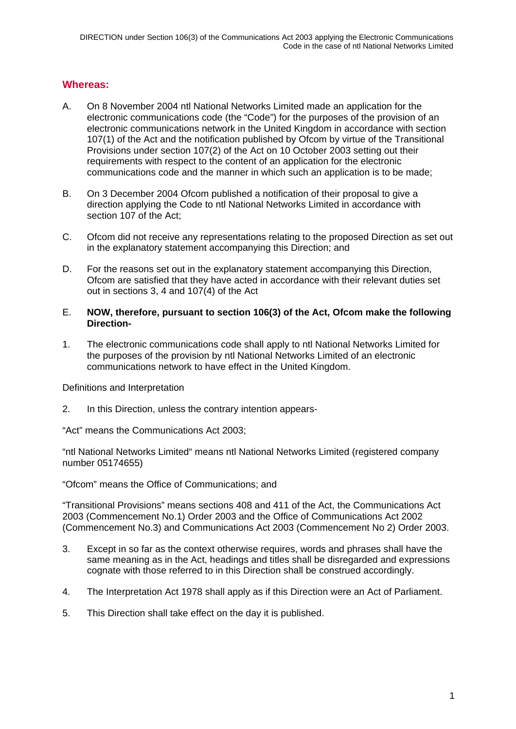## Whereas:

A. On 8 November 2004 ntl National Networks Limited made an application for the electronic communications code (the "Code") for the purposes of the provision of an electronic communications network in the United Kingdom in accordance with section 107(1) of the Act and the notification published by Ofcom by virtue of the Transitional Provisions under section 107(2) of the Act on 10 October 2003 setting out their requirements with respect to the content of an application for the electronic communications code and the manner in which such an application is to be made;

B. On 3 December 2004 Ofcom published a notification of their proposal to give a direction applying the Code to ntl National Networks Limited in accordance with section 107 of the Act;

C. Ofcom did not receive any representations relating to the proposed Direction as set out in the explanatory statement accompanying this Direction; and

D. For the reasons set out in the explanatory statement accompanying this Direction, Ofcom are satisfied that they have acted in accordance with their relevant duties set out in sections 3, 4 and 107(4) of the Act

E. **NOW, therefore, pursuant to section 106(3) of the Act, Ofcom make the following Direction-**

1. The electronic communications code shall apply to ntl National Networks Limited for the purposes of the provision by ntl National Networks Limited of an electronic communications network to have effect in the United Kingdom.

Definitions and Interpretation

2. In this Direction, unless the contrary intention appears-

"Act" means the Communications Act 2003;

"ntl National Networks Limited" means ntl National Networks Limited (registered company number 05174655)

"Ofcom" means the Office of Communications; and

"Transitional Provisions" means sections 408 and 411 of the Act, the Communications Act 2003 (Commencement No.1) Order 2003 and the Office of Communications Act 2002 (Commencement No.3) and Communications Act 2003 (Commencement No 2) Order 2003.

3. Except in so far as the context otherwise requires, words and phrases shall have the same meaning as in the Act, headings and titles shall be disregarded and expressions cognate with those referred to in this Direction shall be construed accordingly.

4. The Interpretation Act 1978 shall apply as if this Direction were an Act of Parliament.

5. This Direction shall take effect on the day it is published.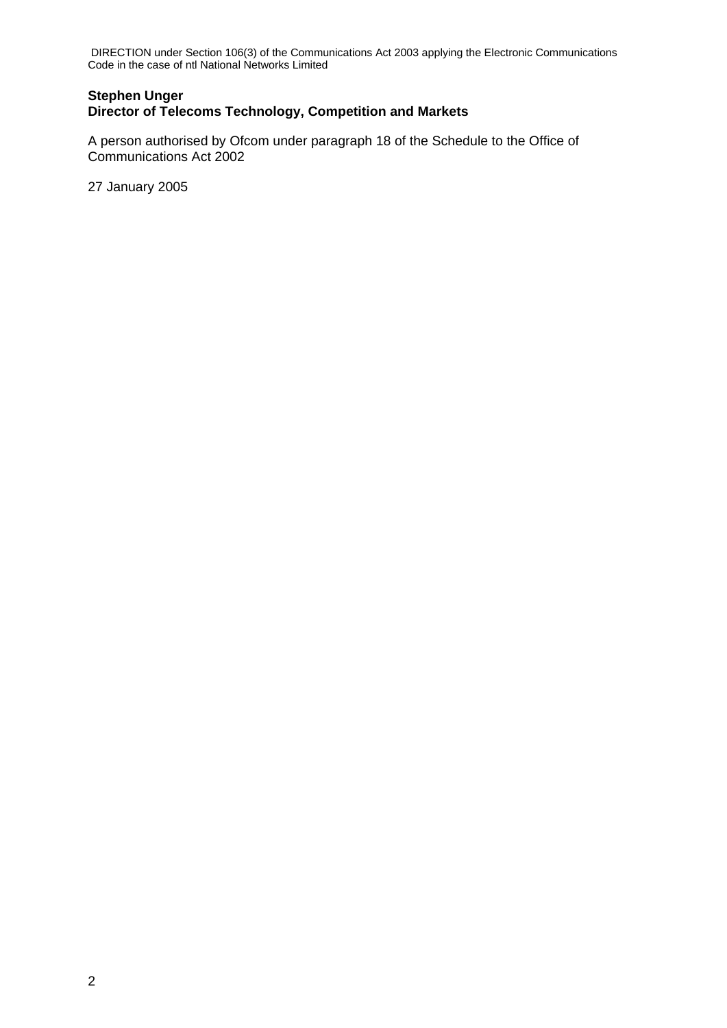**Stephen Unger**
**Director of Telecoms Technology, Competition and Markets**

A person authorised by Ofcom under paragraph 18 of the Schedule to the Office of Communications Act 2002

27 January 2005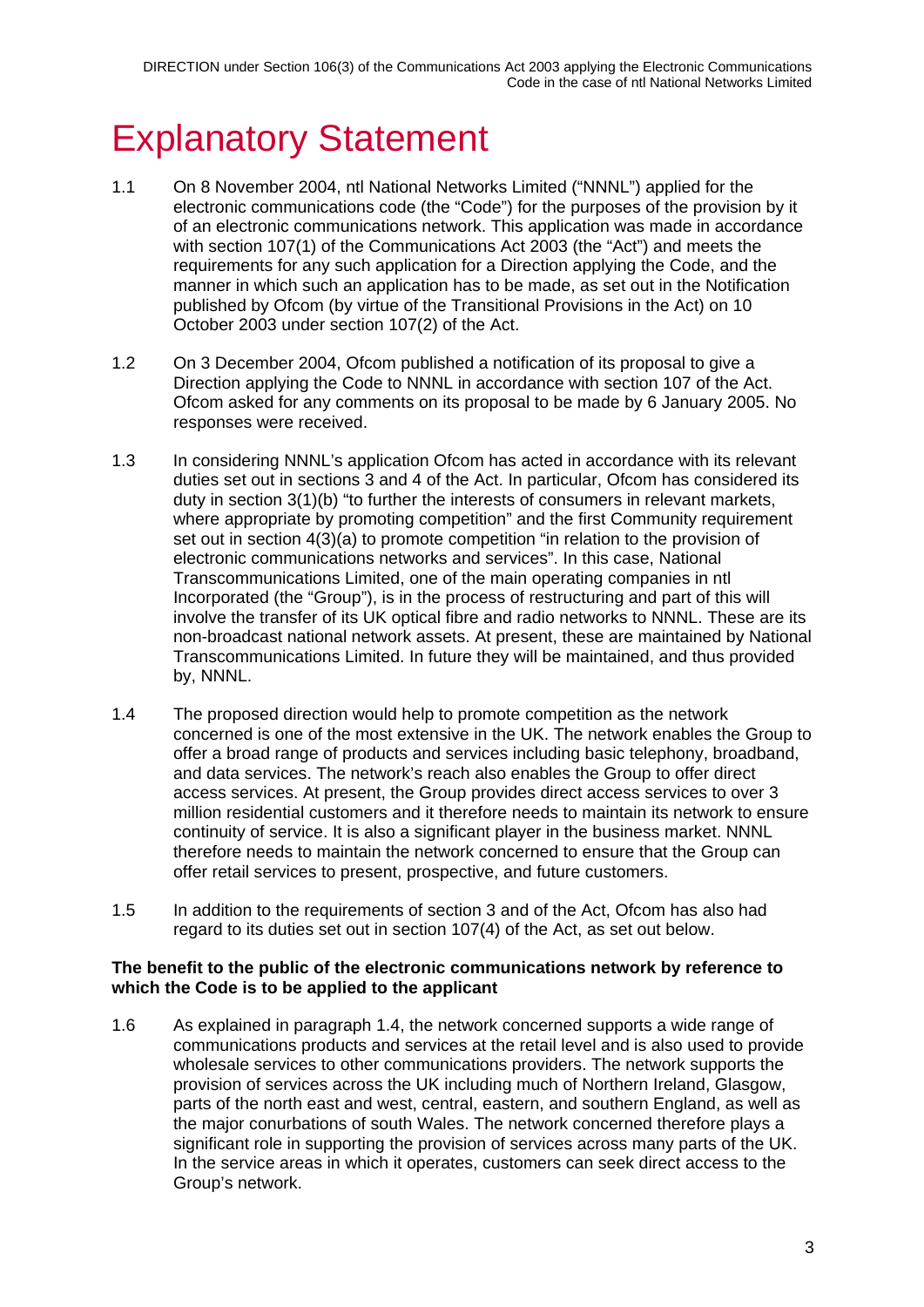# Explanatory Statement

1.1 On 8 November 2004, ntl National Networks Limited ("NNNL") applied for the electronic communications code (the "Code") for the purposes of the provision by it of an electronic communications network. This application was made in accordance with section 107(1) of the Communications Act 2003 (the "Act") and meets the requirements for any such application for a Direction applying the Code, and the manner in which such an application has to be made, as set out in the Notification published by Ofcom (by virtue of the Transitional Provisions in the Act) on 10 October 2003 under section 107(2) of the Act.

1.2 On 3 December 2004, Ofcom published a notification of its proposal to give a Direction applying the Code to NNNL in accordance with section 107 of the Act. Ofcom asked for any comments on its proposal to be made by 6 January 2005. No responses were received.

1.3 In considering NNNL's application Ofcom has acted in accordance with its relevant duties set out in sections 3 and 4 of the Act. In particular, Ofcom has considered its duty in section 3(1)(b) "to further the interests of consumers in relevant markets, where appropriate by promoting competition" and the first Community requirement set out in section 4(3)(a) to promote competition "in relation to the provision of electronic communications networks and services". In this case, National Transcommunications Limited, one of the main operating companies in ntl Incorporated (the "Group"), is in the process of restructuring and part of this will involve the transfer of its UK optical fibre and radio networks to NNNL. These are its non-broadcast national network assets. At present, these are maintained by National Transcommunications Limited. In future they will be maintained, and thus provided by, NNNL.

1.4 The proposed direction would help to promote competition as the network concerned is one of the most extensive in the UK. The network enables the Group to offer a broad range of products and services including basic telephony, broadband, and data services. The network's reach also enables the Group to offer direct access services. At present, the Group provides direct access services to over 3 million residential customers and it therefore needs to maintain its network to ensure continuity of service. It is also a significant player in the business market. NNNL therefore needs to maintain the network concerned to ensure that the Group can offer retail services to present, prospective, and future customers.

1.5 In addition to the requirements of section 3 and of the Act, Ofcom has also had regard to its duties set out in section 107(4) of the Act, as set out below.

**The benefit to the public of the electronic communications network by reference to which the Code is to be applied to the applicant**

1.6 As explained in paragraph 1.4, the network concerned supports a wide range of communications products and services at the retail level and is also used to provide wholesale services to other communications providers. The network supports the provision of services across the UK including much of Northern Ireland, Glasgow, parts of the north east and west, central, eastern, and southern England, as well as the major conurbations of south Wales. The network concerned therefore plays a significant role in supporting the provision of services across many parts of the UK. In the service areas in which it operates, customers can seek direct access to the Group's network.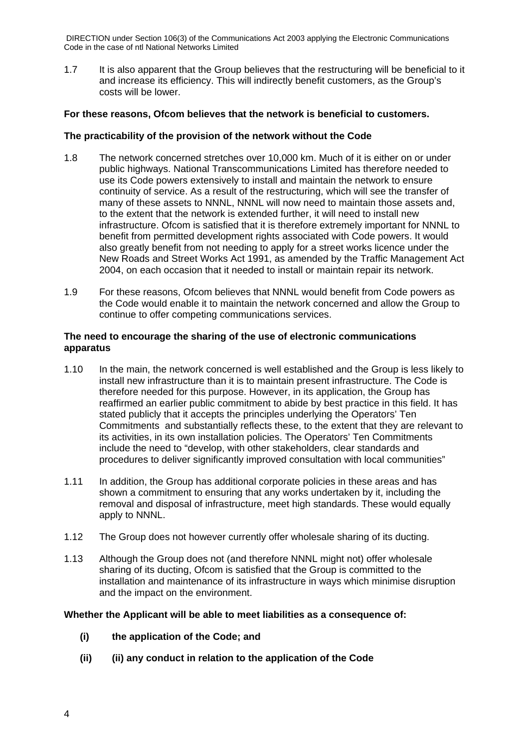1.7 It is also apparent that the Group believes that the restructuring will be beneficial to it and increase its efficiency. This will indirectly benefit customers, as the Group's costs will be lower.

**For these reasons, Ofcom believes that the network is beneficial to customers.**

**The practicability of the provision of the network without the Code**

1.8 The network concerned stretches over 10,000 km. Much of it is either on or under public highways. National Transcommunications Limited has therefore needed to use its Code powers extensively to install and maintain the network to ensure continuity of service. As a result of the restructuring, which will see the transfer of many of these assets to NNNL, NNNL will now need to maintain those assets and, to the extent that the network is extended further, it will need to install new infrastructure. Ofcom is satisfied that it is therefore extremely important for NNNL to benefit from permitted development rights associated with Code powers. It would also greatly benefit from not needing to apply for a street works licence under the New Roads and Street Works Act 1991, as amended by the Traffic Management Act 2004, on each occasion that it needed to install or maintain repair its network.

1.9 For these reasons, Ofcom believes that NNNL would benefit from Code powers as the Code would enable it to maintain the network concerned and allow the Group to continue to offer competing communications services.

**The need to encourage the sharing of the use of electronic communications apparatus**

1.10 In the main, the network concerned is well established and the Group is less likely to install new infrastructure than it is to maintain present infrastructure. The Code is therefore needed for this purpose. However, in its application, the Group has reaffirmed an earlier public commitment to abide by best practice in this field. It has stated publicly that it accepts the principles underlying the Operators' Ten Commitments and substantially reflects these, to the extent that they are relevant to its activities, in its own installation policies. The Operators' Ten Commitments include the need to "develop, with other stakeholders, clear standards and procedures to deliver significantly improved consultation with local communities"

1.11 In addition, the Group has additional corporate policies in these areas and has shown a commitment to ensuring that any works undertaken by it, including the removal and disposal of infrastructure, meet high standards. These would equally apply to NNNL.

1.12 The Group does not however currently offer wholesale sharing of its ducting.

1.13 Although the Group does not (and therefore NNNL might not) offer wholesale sharing of its ducting, Ofcom is satisfied that the Group is committed to the installation and maintenance of its infrastructure in ways which minimise disruption and the impact on the environment.

**Whether the Applicant will be able to meet liabilities as a consequence of:**

**(i) the application of the Code; and**

**(ii) (ii) any conduct in relation to the application of the Code**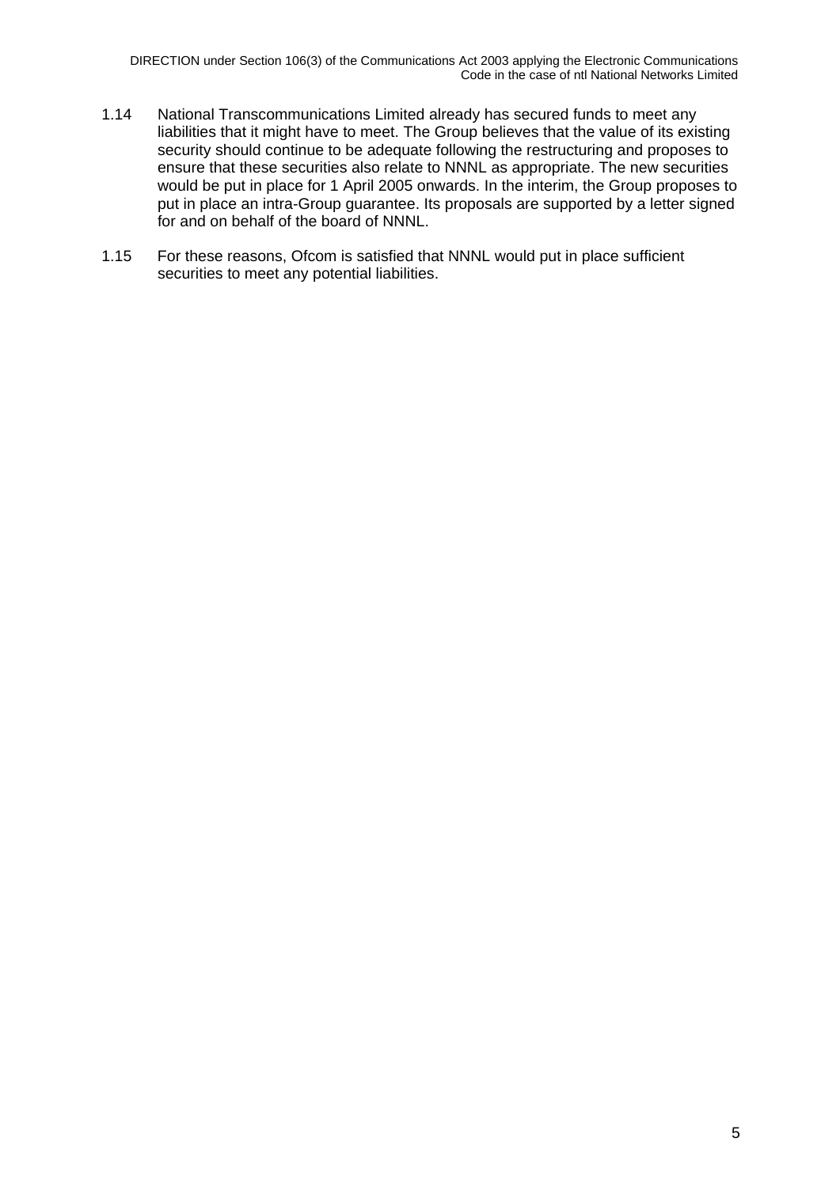1.14 National Transcommunications Limited already has secured funds to meet any liabilities that it might have to meet. The Group believes that the value of its existing security should continue to be adequate following the restructuring and proposes to ensure that these securities also relate to NNNL as appropriate. The new securities would be put in place for 1 April 2005 onwards. In the interim, the Group proposes to put in place an intra-Group guarantee. Its proposals are supported by a letter signed for and on behalf of the board of NNNL.

1.15 For these reasons, Ofcom is satisfied that NNNL would put in place sufficient securities to meet any potential liabilities.